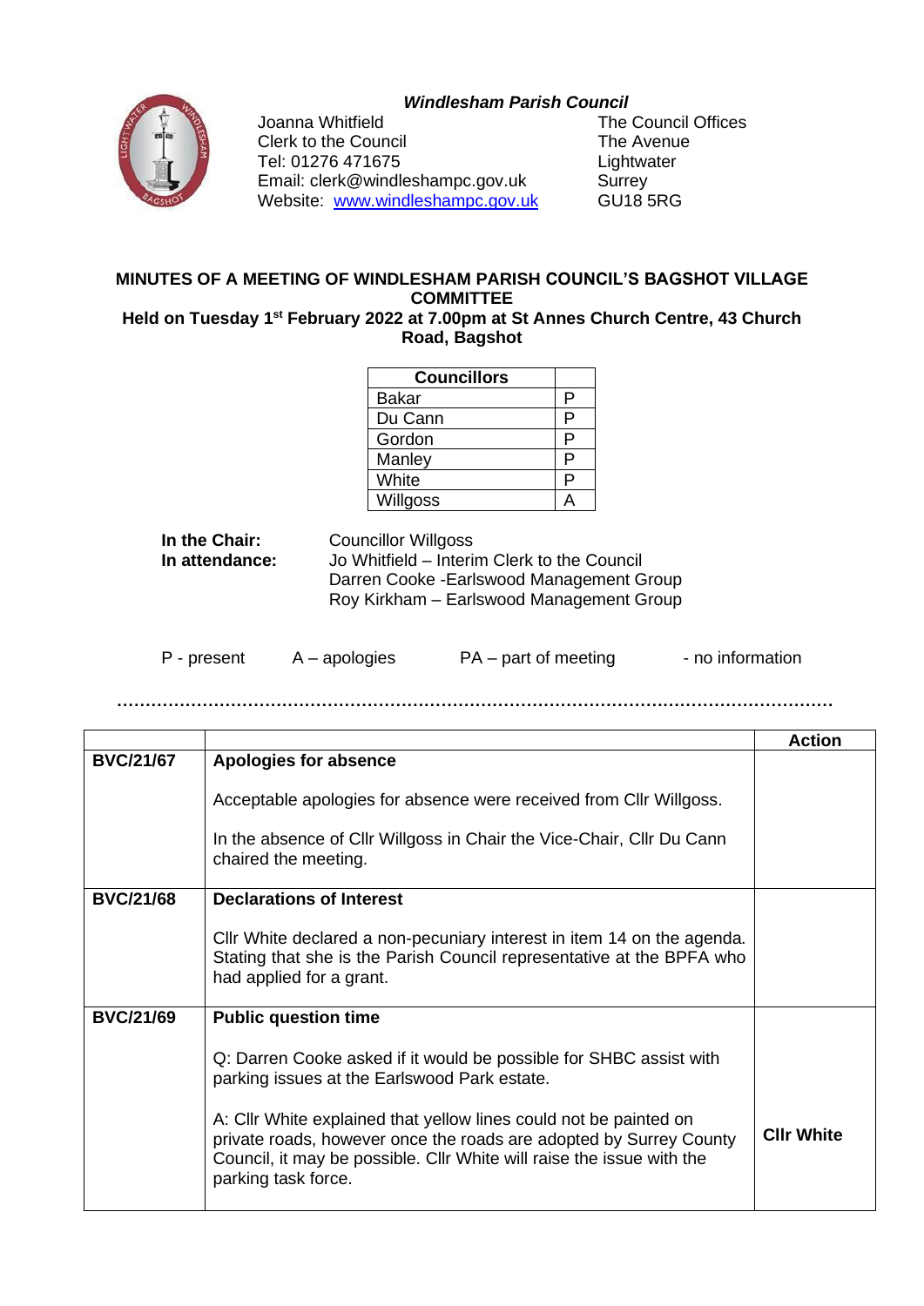*Windlesham Parish Council*

Joanna Whitfield
Clerk to the Council
Tel: 01276 471675
Email: clerk@windleshampc.gov.uk
Website: [www.windleshampc.gov.uk](http://www.windleshampc.gov.uk)

The Council Offices
The Avenue
Lightwater
Surrey
GU18 5RG

## MINUTES OF A MEETING OF WINDLESHAM PARISH COUNCIL'S BAGSHOT VILLAGE COMMITTEE

**Held on Tuesday 1st February 2022 at 7.00pm at St Annes Church Centre, 43 Church Road, Bagshot**

| Councillors | |
|---|---|
| Bakar | P |
| Du Cann | P |
| Gordon | P |
| Manley | P |
| White | P |
| Willgoss | A |

**In the Chair:** Councillor Willgoss

**In attendance:** Jo Whitfield – Interim Clerk to the Council
Darren Cooke -Earlswood Management Group
Roy Kirkham – Earlswood Management Group

P - present   A – apologies   PA – part of meeting   - no information

…………………………………………………………………………………………………………

| | | Action |
|---|---|---|
| **BVC/21/67** | **Apologies for absence**<br><br>Acceptable apologies for absence were received from Cllr Willgoss.<br><br>In the absence of Cllr Willgoss in Chair the Vice-Chair, Cllr Du Cann chaired the meeting. | |
| **BVC/21/68** | **Declarations of Interest**<br><br>Cllr White declared a non-pecuniary interest in item 14 on the agenda. Stating that she is the Parish Council representative at the BPFA who had applied for a grant. | |
| **BVC/21/69** | **Public question time**<br><br>Q: Darren Cooke asked if it would be possible for SHBC assist with parking issues at the Earlswood Park estate.<br><br>A: Cllr White explained that yellow lines could not be painted on private roads, however once the roads are adopted by Surrey County Council, it may be possible. Cllr White will raise the issue with the parking task force. | **Cllr White** |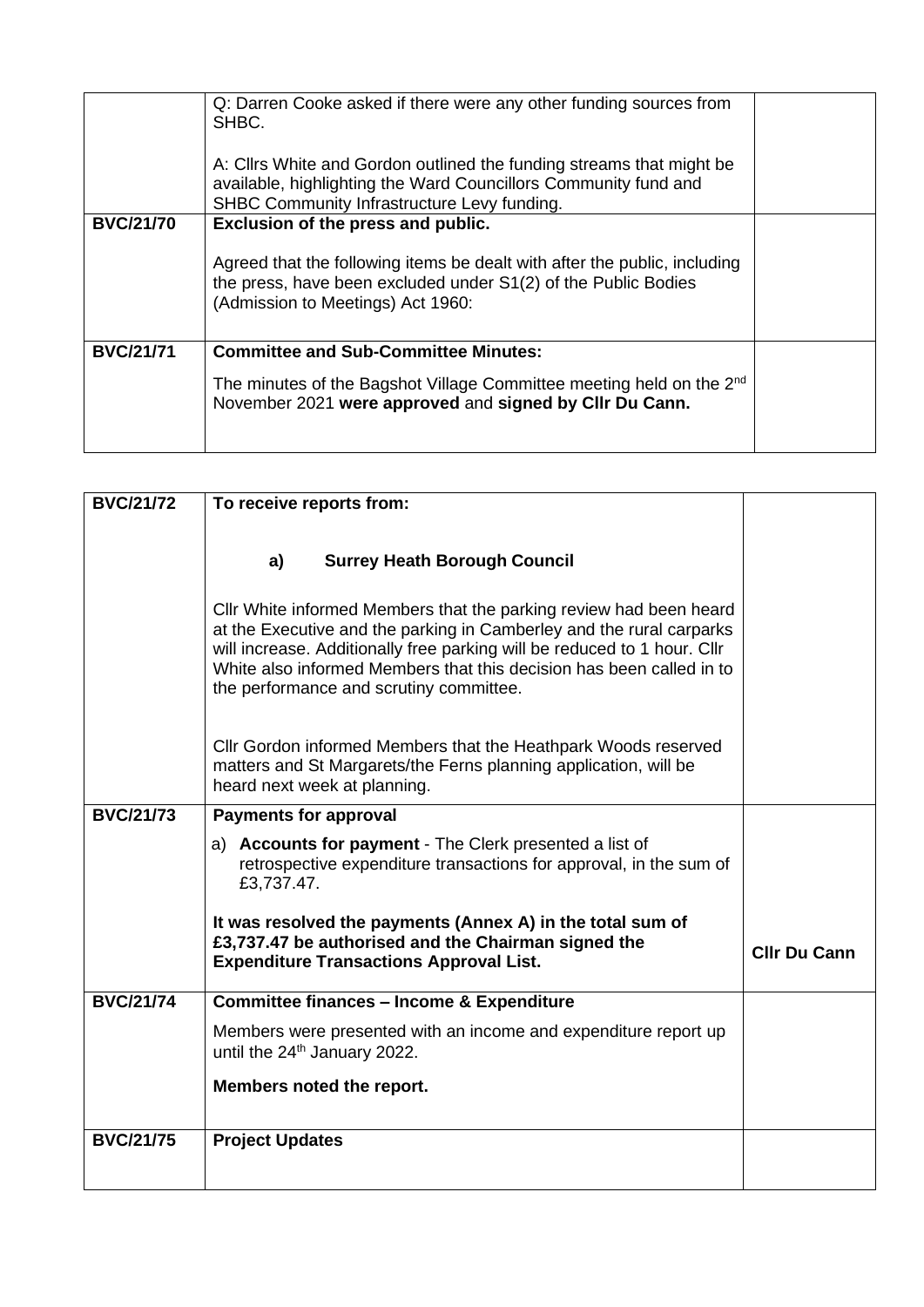| | | |
|---|---|---|
| | Q: Darren Cooke asked if there were any other funding sources from SHBC.<br><br>A: Cllrs White and Gordon outlined the funding streams that might be available, highlighting the Ward Councillors Community fund and SHBC Community Infrastructure Levy funding. | |
| **BVC/21/70** | **Exclusion of the press and public.**<br><br>Agreed that the following items be dealt with after the public, including the press, have been excluded under S1(2) of the Public Bodies (Admission to Meetings) Act 1960: | |
| **BVC/21/71** | **Committee and Sub-Committee Minutes:**<br><br>The minutes of the Bagshot Village Committee meeting held on the 2nd November 2021 **were approved** and **signed by Cllr Du Cann.** | |

| | | |
|---|---|---|
| **BVC/21/72** | **To receive reports from:**<br><br>**a) Surrey Heath Borough Council**<br><br>Cllr White informed Members that the parking review had been heard at the Executive and the parking in Camberley and the rural carparks will increase. Additionally free parking will be reduced to 1 hour. Cllr White also informed Members that this decision has been called in to the performance and scrutiny committee.<br><br>Cllr Gordon informed Members that the Heathpark Woods reserved matters and St Margarets/the Ferns planning application, will be heard next week at planning. | |
| **BVC/21/73** | **Payments for approval**<br><br>a) **Accounts for payment** - The Clerk presented a list of retrospective expenditure transactions for approval, in the sum of £3,737.47.<br><br>**It was resolved the payments (Annex A) in the total sum of £3,737.47 be authorised and the Chairman signed the Expenditure Transactions Approval List.** | **Cllr Du Cann** |
| **BVC/21/74** | **Committee finances – Income & Expenditure**<br><br>Members were presented with an income and expenditure report up until the 24th January 2022.<br><br>**Members noted the report.** | |
| **BVC/21/75** | **Project Updates** | |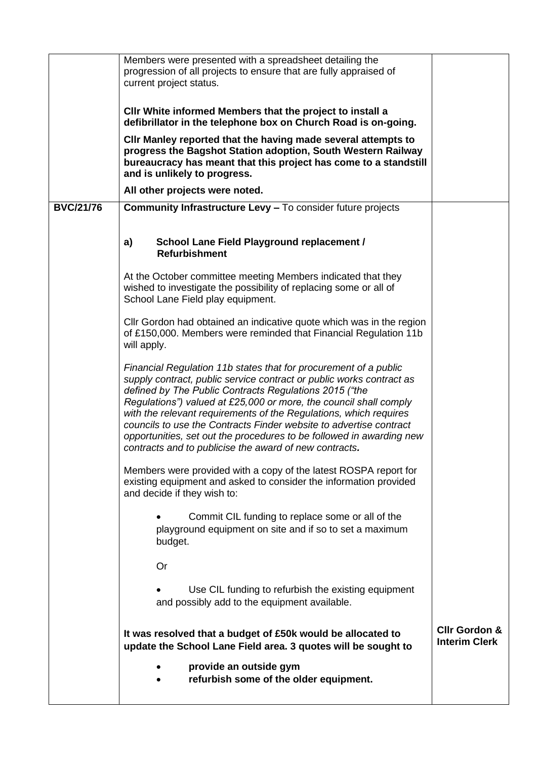| | | |
|---|---|---|
| | Members were presented with a spreadsheet detailing the progression of all projects to ensure that are fully appraised of current project status.<br><br>**Cllr White informed Members that the project to install a defibrillator in the telephone box on Church Road is on-going.**<br><br>**Cllr Manley reported that the having made several attempts to progress the Bagshot Station adoption, South Western Railway bureaucracy has meant that this project has come to a standstill and is unlikely to progress.**<br><br>**All other projects were noted.** | |
| **BVC/21/76** | **Community Infrastructure Levy –** To consider future projects<br><br>**a) School Lane Field Playground replacement / Refurbishment**<br><br>At the October committee meeting Members indicated that they wished to investigate the possibility of replacing some or all of School Lane Field play equipment.<br><br>Cllr Gordon had obtained an indicative quote which was in the region of £150,000. Members were reminded that Financial Regulation 11b will apply.<br><br>*Financial Regulation 11b states that for procurement of a public supply contract, public service contract or public works contract as defined by The Public Contracts Regulations 2015 ("the Regulations") valued at £25,000 or more, the council shall comply with the relevant requirements of the Regulations, which requires councils to use the Contracts Finder website to advertise contract opportunities, set out the procedures to be followed in awarding new contracts and to publicise the award of new contracts.*<br><br>Members were provided with a copy of the latest ROSPA report for existing equipment and asked to consider the information provided and decide if they wish to:<br><br>• Commit CIL funding to replace some or all of the playground equipment on site and if so to set a maximum budget.<br><br>Or<br><br>• Use CIL funding to refurbish the existing equipment and possibly add to the equipment available.<br><br>**It was resolved that a budget of £50k would be allocated to update the School Lane Field area. 3 quotes will be sought to**<br><br>• **provide an outside gym**<br>• **refurbish some of the older equipment.** | **Cllr Gordon & Interim Clerk** |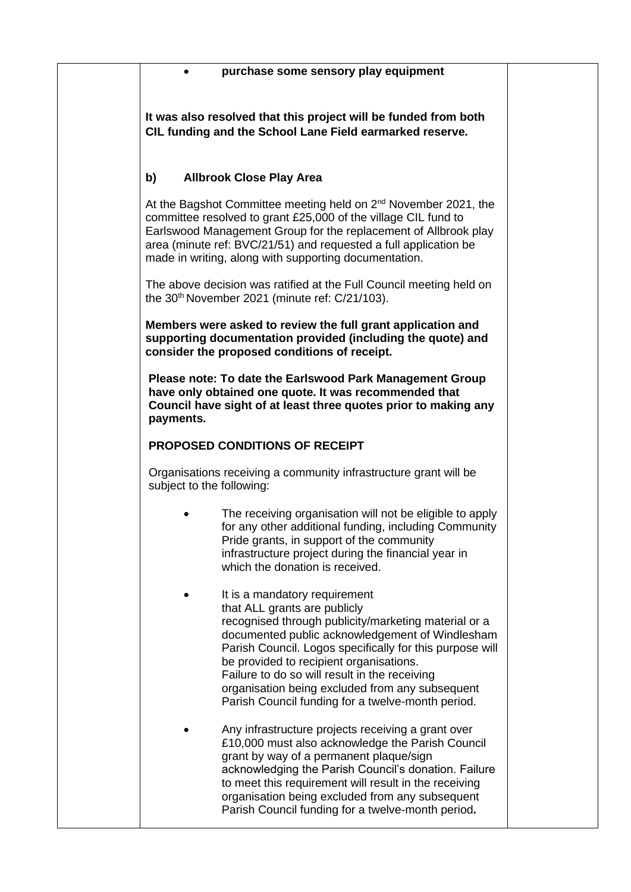- **purchase some sensory play equipment**

**It was also resolved that this project will be funded from both CIL funding and the School Lane Field earmarked reserve.**

**b) Allbrook Close Play Area**

At the Bagshot Committee meeting held on 2nd November 2021, the committee resolved to grant £25,000 of the village CIL fund to Earlswood Management Group for the replacement of Allbrook play area (minute ref: BVC/21/51) and requested a full application be made in writing, along with supporting documentation.

The above decision was ratified at the Full Council meeting held on the 30th November 2021 (minute ref: C/21/103).

**Members were asked to review the full grant application and supporting documentation provided (including the quote) and consider the proposed conditions of receipt.**

**Please note: To date the Earlswood Park Management Group have only obtained one quote. It was recommended that Council have sight of at least three quotes prior to making any payments.**

**PROPOSED CONDITIONS OF RECEIPT**

Organisations receiving a community infrastructure grant will be subject to the following:

- The receiving organisation will not be eligible to apply for any other additional funding, including Community Pride grants, in support of the community infrastructure project during the financial year in which the donation is received.
- It is a mandatory requirement that ALL grants are publicly recognised through publicity/marketing material or a documented public acknowledgement of Windlesham Parish Council. Logos specifically for this purpose will be provided to recipient organisations. Failure to do so will result in the receiving organisation being excluded from any subsequent Parish Council funding for a twelve-month period.
- Any infrastructure projects receiving a grant over £10,000 must also acknowledge the Parish Council grant by way of a permanent plaque/sign acknowledging the Parish Council's donation. Failure to meet this requirement will result in the receiving organisation being excluded from any subsequent Parish Council funding for a twelve-month period.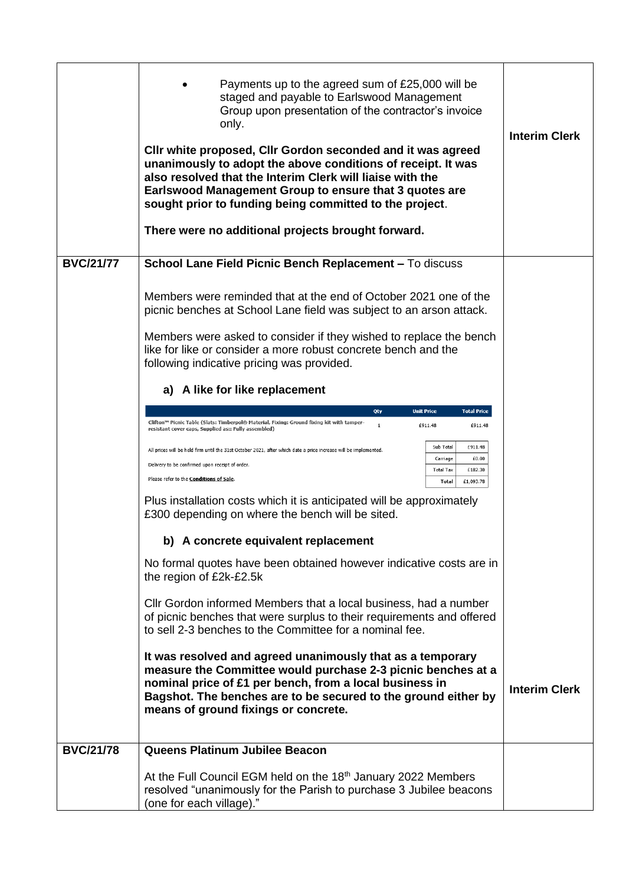| | | |
|---|---|---|
| | • Payments up to the agreed sum of £25,000 will be staged and payable to Earlswood Management Group upon presentation of the contractor's invoice only.<br><br>**Cllr white proposed, Cllr Gordon seconded and it was agreed unanimously to adopt the above conditions of receipt. It was also resolved that the Interim Clerk will liaise with the Earlswood Management Group to ensure that 3 quotes are sought prior to funding being committed to the project**.<br><br>**There were no additional projects brought forward.** | **Interim Clerk** |
| **BVC/21/77** | **School Lane Field Picnic Bench Replacement –** To discuss<br><br>Members were reminded that at the end of October 2021 one of the picnic benches at School Lane field was subject to an arson attack.<br><br>Members were asked to consider if they wished to replace the bench like for like or consider a more robust concrete bench and the following indicative pricing was provided.<br><br>**a) A like for like replacement**<br><br>Clifton™ Picnic Table (Slats: Timberpol® Material, Fixing: Ground fixing kit with tamper-resistant cover caps, Supplied as:: Fully assembled) — Qty: 1 — Unit Price: £911.48 — Total Price: £911.48<br><br>All prices will be held firm until the 31st October 2021, after which date a price increase will be implemented.<br>Delivery to be confirmed upon receipt of order.<br>Please refer to the Conditions of Sale.<br><br>Sub Total: £911.48<br>Carriage: £0.00<br>Total Tax: £182.30<br>Total: £1,093.78<br><br>Plus installation costs which it is anticipated will be approximately £300 depending on where the bench will be sited.<br><br>**b) A concrete equivalent replacement**<br><br>No formal quotes have been obtained however indicative costs are in the region of £2k-£2.5k<br><br>Cllr Gordon informed Members that a local business, had a number of picnic benches that were surplus to their requirements and offered to sell 2-3 benches to the Committee for a nominal fee.<br><br>**It was resolved and agreed unanimously that as a temporary measure the Committee would purchase 2-3 picnic benches at a nominal price of £1 per bench, from a local business in Bagshot. The benches are to be secured to the ground either by means of ground fixings or concrete.** | **Interim Clerk** |
| **BVC/21/78** | **Queens Platinum Jubilee Beacon**<br><br>At the Full Council EGM held on the 18th January 2022 Members resolved "unanimously for the Parish to purchase 3 Jubilee beacons (one for each village)." | |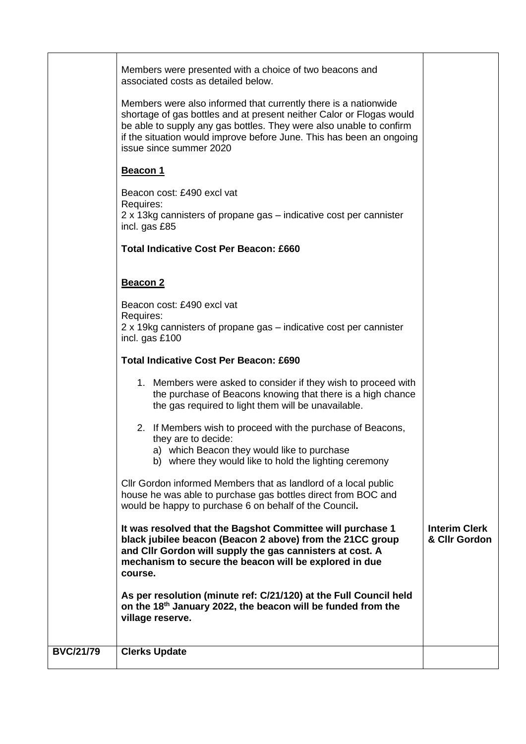| | | |
|---|---|---|
| | Members were presented with a choice of two beacons and associated costs as detailed below.<br><br>Members were also informed that currently there is a nationwide shortage of gas bottles and at present neither Calor or Flogas would be able to supply any gas bottles. They were also unable to confirm if the situation would improve before June. This has been an ongoing issue since summer 2020<br><br>**<u>Beacon 1</u>**<br><br>Beacon cost: £490 excl vat<br>Requires:<br>2 x 13kg cannisters of propane gas – indicative cost per cannister incl. gas £85<br><br>**Total Indicative Cost Per Beacon: £660**<br><br>**<u>Beacon 2</u>**<br><br>Beacon cost: £490 excl vat<br>Requires:<br>2 x 19kg cannisters of propane gas – indicative cost per cannister incl. gas £100<br><br>**Total Indicative Cost Per Beacon: £690**<br><br>1. Members were asked to consider if they wish to proceed with the purchase of Beacons knowing that there is a high chance the gas required to light them will be unavailable.<br><br>2. If Members wish to proceed with the purchase of Beacons, they are to decide:<br>a) which Beacon they would like to purchase<br>b) where they would like to hold the lighting ceremony<br><br>Cllr Gordon informed Members that as landlord of a local public house he was able to purchase gas bottles direct from BOC and would be happy to purchase 6 on behalf of the Council.<br><br>**It was resolved that the Bagshot Committee will purchase 1 black jubilee beacon (Beacon 2 above) from the 21CC group and Cllr Gordon will supply the gas cannisters at cost. A mechanism to secure the beacon will be explored in due course.**<br><br>**As per resolution (minute ref: C/21/120) at the Full Council held on the 18th January 2022, the beacon will be funded from the village reserve.** | **Interim Clerk & Cllr Gordon** |
| **BVC/21/79** | **Clerks Update** | |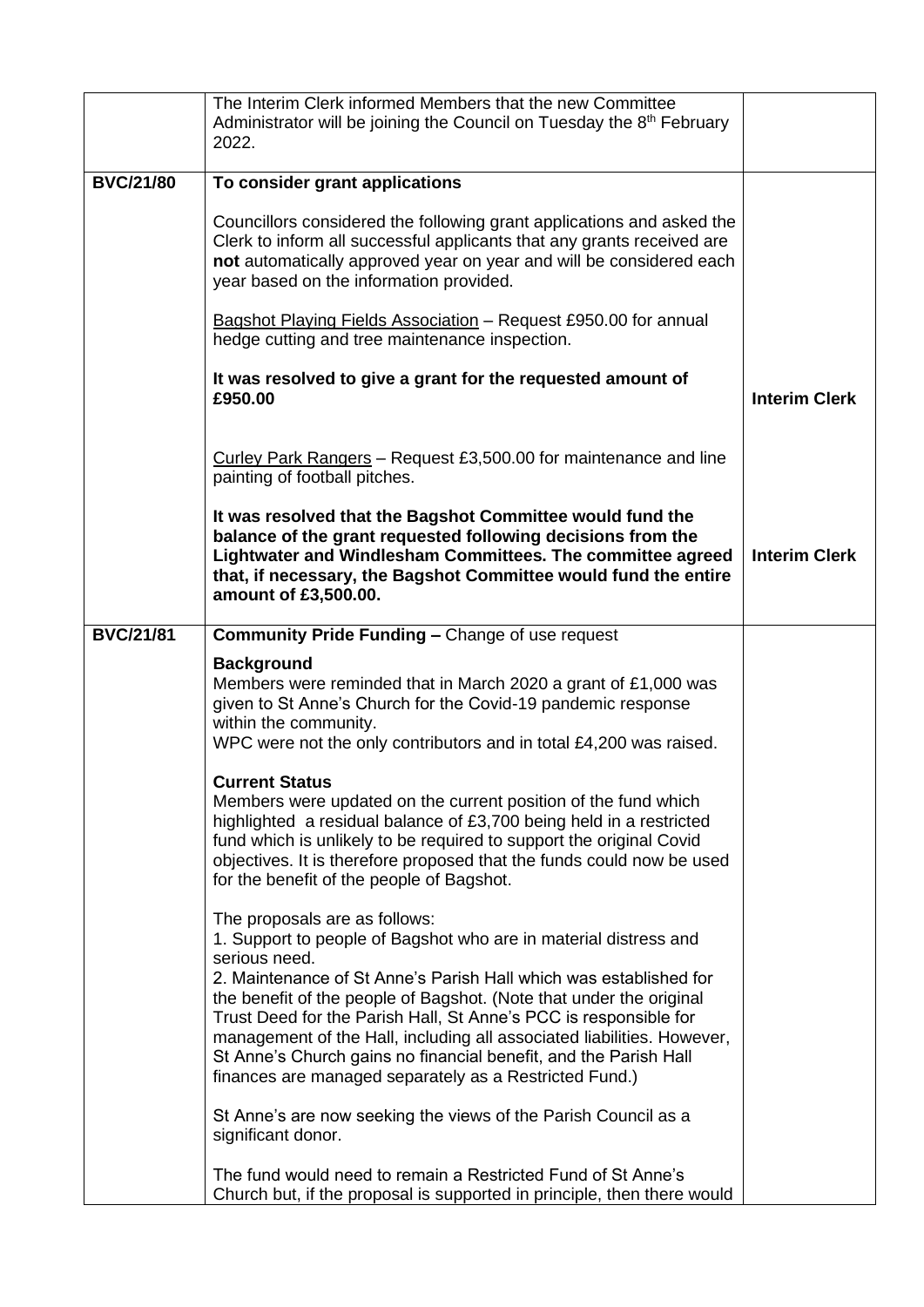| | | |
|---|---|---|
| | The Interim Clerk informed Members that the new Committee Administrator will be joining the Council on Tuesday the 8th February 2022. | |
| **BVC/21/80** | **To consider grant applications**<br><br>Councillors considered the following grant applications and asked the Clerk to inform all successful applicants that any grants received are **not** automatically approved year on year and will be considered each year based on the information provided.<br><br><u>Bagshot Playing Fields Association</u> – Request £950.00 for annual hedge cutting and tree maintenance inspection.<br><br>**It was resolved to give a grant for the requested amount of £950.00** | **Interim Clerk** |
| | <u>Curley Park Rangers</u> – Request £3,500.00 for maintenance and line painting of football pitches.<br><br>**It was resolved that the Bagshot Committee would fund the balance of the grant requested following decisions from the Lightwater and Windlesham Committees. The committee agreed that, if necessary, the Bagshot Committee would fund the entire amount of £3,500.00.** | **Interim Clerk** |
| **BVC/21/81** | **Community Pride Funding –** Change of use request<br><br>**Background**<br>Members were reminded that in March 2020 a grant of £1,000 was given to St Anne's Church for the Covid-19 pandemic response within the community.<br>WPC were not the only contributors and in total £4,200 was raised.<br><br>**Current Status**<br>Members were updated on the current position of the fund which highlighted a residual balance of £3,700 being held in a restricted fund which is unlikely to be required to support the original Covid objectives. It is therefore proposed that the funds could now be used for the benefit of the people of Bagshot.<br><br>The proposals are as follows:<br>1. Support to people of Bagshot who are in material distress and serious need.<br>2. Maintenance of St Anne's Parish Hall which was established for the benefit of the people of Bagshot. (Note that under the original Trust Deed for the Parish Hall, St Anne's PCC is responsible for management of the Hall, including all associated liabilities. However, St Anne's Church gains no financial benefit, and the Parish Hall finances are managed separately as a Restricted Fund.)<br><br>St Anne's are now seeking the views of the Parish Council as a significant donor.<br><br>The fund would need to remain a Restricted Fund of St Anne's Church but, if the proposal is supported in principle, then there would | |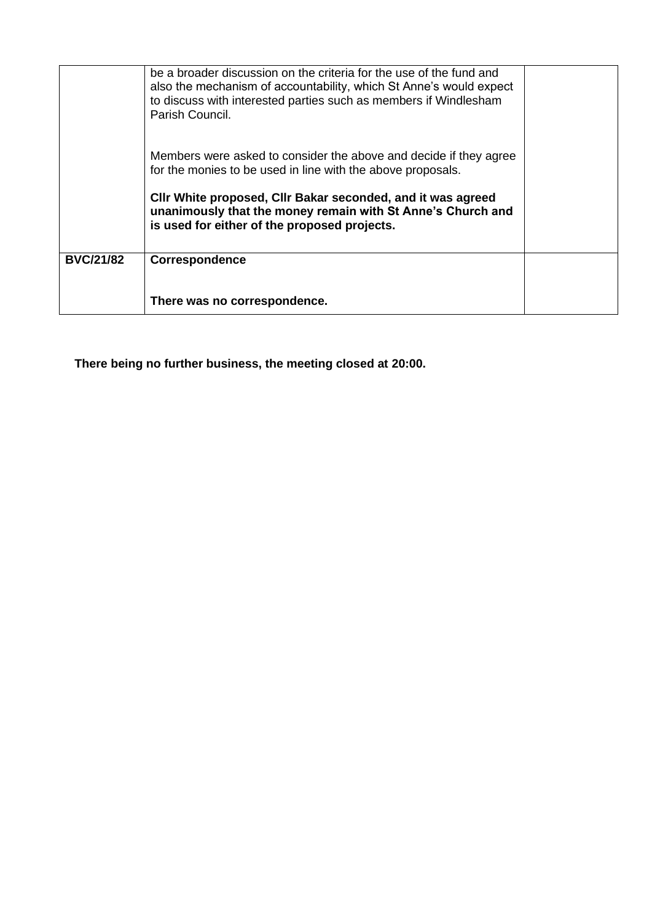| | | |
|---|---|---|
| | be a broader discussion on the criteria for the use of the fund and also the mechanism of accountability, which St Anne's would expect to discuss with interested parties such as members if Windlesham Parish Council.<br><br>Members were asked to consider the above and decide if they agree for the monies to be used in line with the above proposals.<br><br>**Cllr White proposed, Cllr Bakar seconded, and it was agreed unanimously that the money remain with St Anne's Church and is used for either of the proposed projects.** | |
| **BVC/21/82** | **Correspondence**<br><br>**There was no correspondence.** | |

**There being no further business, the meeting closed at 20:00.**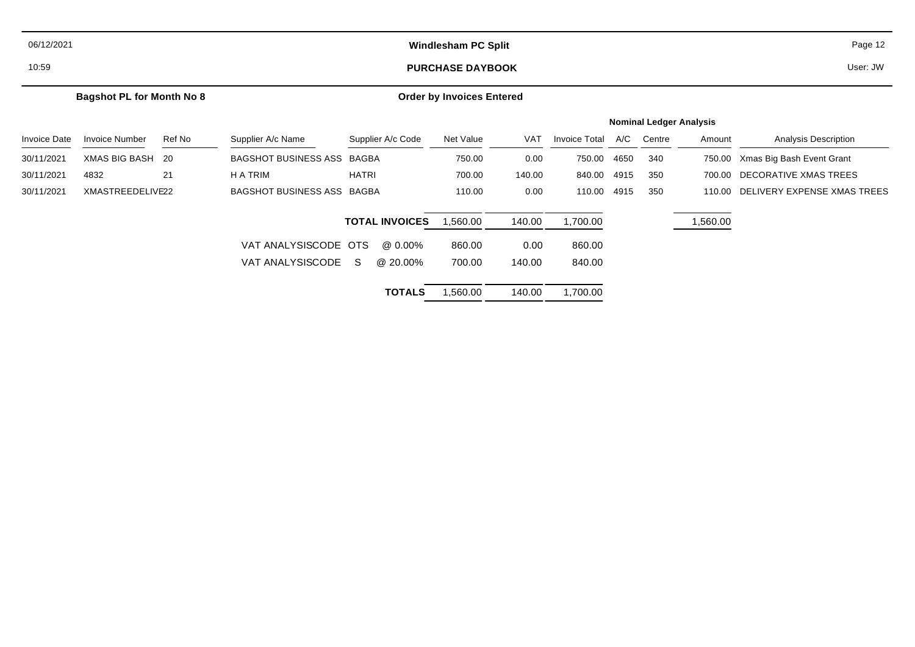06/12/2021 **Windlesham PC Split**

10:59 **PURCHASE DAYBOOK** User: JW

**Bagshot PL for Month No 8** **Order by Invoices Entered**

| Invoice Date | Invoice Number | Ref No | Supplier A/c Name | Supplier A/c Code | Net Value | VAT | Invoice Total | Nominal Ledger Analysis A/C | Centre | Amount | Analysis Description |
|---|---|---|---|---|---|---|---|---|---|---|---|
| 30/11/2021 | XMAS BIG BASH | 20 | BAGSHOT BUSINESS ASS | BAGBA | 750.00 | 0.00 | 750.00 | 4650 | 340 | 750.00 | Xmas Big Bash Event Grant |
| 30/11/2021 | 4832 | 21 | H A TRIM | HATRI | 700.00 | 140.00 | 840.00 | 4915 | 350 | 700.00 | DECORATIVE XMAS TREES |
| 30/11/2021 | XMASTREEDELIVE | 22 | BAGSHOT BUSINESS ASS | BAGBA | 110.00 | 0.00 | 110.00 | 4915 | 350 | 110.00 | DELIVERY EXPENSE XMAS TREES |
| | | | | **TOTAL INVOICES** | 1,560.00 | 140.00 | 1,700.00 | | | 1,560.00 | |
| | | | VAT ANALYSISCODE OTS | @ 0.00% | 860.00 | 0.00 | 860.00 | | | | |
| | | | VAT ANALYSISCODE S | @ 20.00% | 700.00 | 140.00 | 840.00 | | | | |
| | | | | **TOTALS** | 1,560.00 | 140.00 | 1,700.00 | | | | |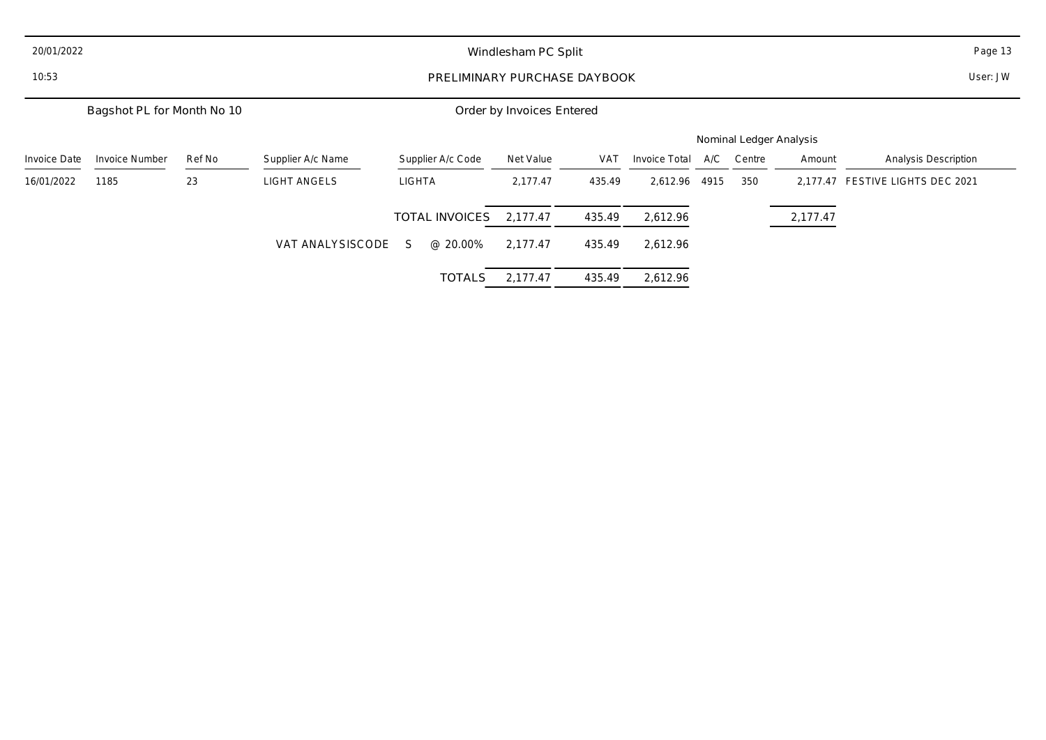Windlesham PC Split

PRELIMINARY PURCHASE DAYBOOK

Bagshot PL for Month No 10

Order by Invoices Entered

| Invoice Date | Invoice Number | Ref No | Supplier A/c Name | Supplier A/c Code | Net Value | VAT | Invoice Total | Nominal Ledger Analysis A/C | Centre | Amount | Analysis Description |
|---|---|---|---|---|---|---|---|---|---|---|---|
| 16/01/2022 | 1185 | 23 | LIGHT ANGELS | LIGHTA | 2,177.47 | 435.49 | 2,612.96 | 4915 | 350 | 2,177.47 | FESTIVE LIGHTS DEC 2021 |
| | | | | TOTAL INVOICES | 2,177.47 | 435.49 | 2,612.96 | | | 2,177.47 | |
| | | | VAT ANALYSISCODE | S @ 20.00% | 2,177.47 | 435.49 | 2,612.96 | | | | |
| | | | | TOTALS | 2,177.47 | 435.49 | 2,612.96 | | | | |